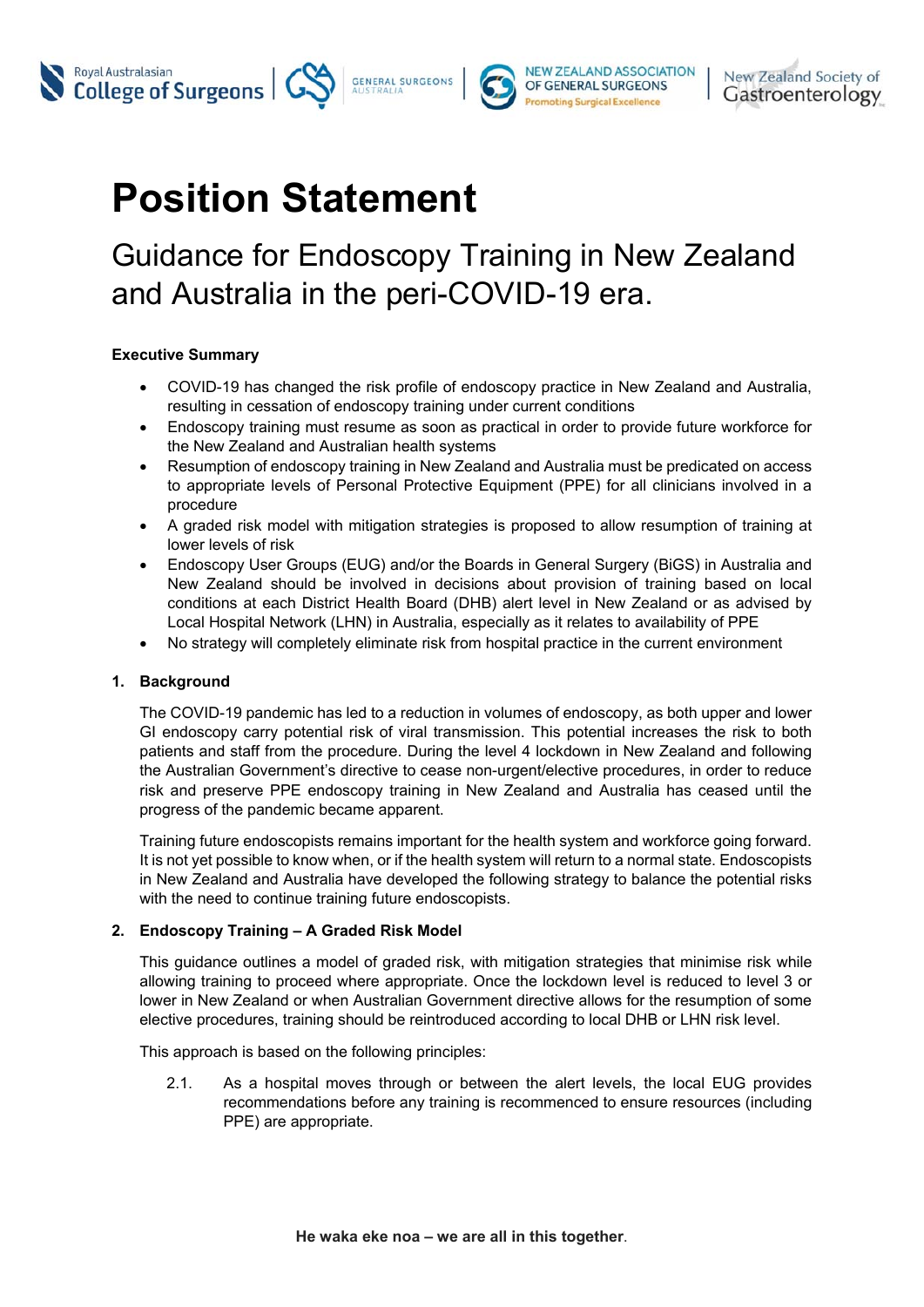# Position Statement

## Guidance for Endoscopy Training in New Zealand and Australia in the peri-COVID-19 era.

**Executive Summary**

- COVID-19 has changed the risk profile of endoscopy practice in New Zealand and Australia, resulting in cessation of endoscopy training under current conditions
- Endoscopy training must resume as soon as practical in order to provide future workforce for the New Zealand and Australian health systems
- Resumption of endoscopy training in New Zealand and Australia must be predicated on access to appropriate levels of Personal Protective Equipment (PPE) for all clinicians involved in a procedure
- A graded risk model with mitigation strategies is proposed to allow resumption of training at lower levels of risk
- Endoscopy User Groups (EUG) and/or the Boards in General Surgery (BiGS) in Australia and New Zealand should be involved in decisions about provision of training based on local conditions at each District Health Board (DHB) alert level in New Zealand or as advised by Local Hospital Network (LHN) in Australia, especially as it relates to availability of PPE
- No strategy will completely eliminate risk from hospital practice in the current environment

### 1. Background

The COVID-19 pandemic has led to a reduction in volumes of endoscopy, as both upper and lower GI endoscopy carry potential risk of viral transmission. This potential increases the risk to both patients and staff from the procedure. During the level 4 lockdown in New Zealand and following the Australian Government's directive to cease non-urgent/elective procedures, in order to reduce risk and preserve PPE endoscopy training in New Zealand and Australia has ceased until the progress of the pandemic became apparent.

Training future endoscopists remains important for the health system and workforce going forward. It is not yet possible to know when, or if the health system will return to a normal state. Endoscopists in New Zealand and Australia have developed the following strategy to balance the potential risks with the need to continue training future endoscopists.

### 2. Endoscopy Training – A Graded Risk Model

This guidance outlines a model of graded risk, with mitigation strategies that minimise risk while allowing training to proceed where appropriate. Once the lockdown level is reduced to level 3 or lower in New Zealand or when Australian Government directive allows for the resumption of some elective procedures, training should be reintroduced according to local DHB or LHN risk level.

This approach is based on the following principles:

2.1. As a hospital moves through or between the alert levels, the local EUG provides recommendations before any training is recommenced to ensure resources (including PPE) are appropriate.

**He waka eke noa – we are all in this together**.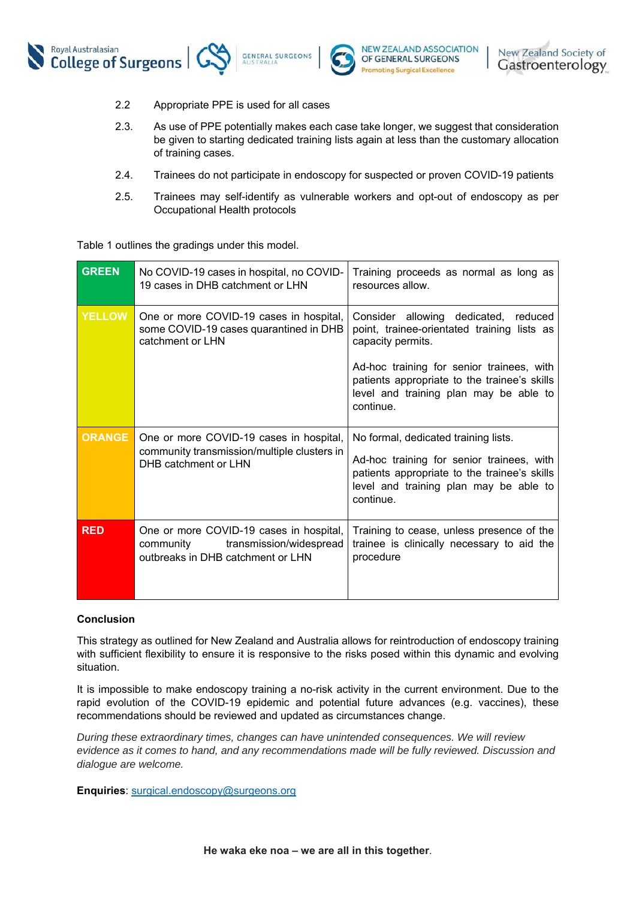2.2 Appropriate PPE is used for all cases

2.3. As use of PPE potentially makes each case take longer, we suggest that consideration be given to starting dedicated training lists again at less than the customary allocation of training cases.

2.4. Trainees do not participate in endoscopy for suspected or proven COVID-19 patients

2.5. Trainees may self-identify as vulnerable workers and opt-out of endoscopy as per Occupational Health protocols

Table 1 outlines the gradings under this model.

| | | |
|---|---|---|
| **GREEN** | No COVID-19 cases in hospital, no COVID-19 cases in DHB catchment or LHN | Training proceeds as normal as long as resources allow. |
| **YELLOW** | One or more COVID-19 cases in hospital, some COVID-19 cases quarantined in DHB catchment or LHN | Consider allowing dedicated, reduced point, trainee-orientated training lists as capacity permits.<br><br>Ad-hoc training for senior trainees, with patients appropriate to the trainee's skills level and training plan may be able to continue. |
| **ORANGE** | One or more COVID-19 cases in hospital, community transmission/multiple clusters in DHB catchment or LHN | No formal, dedicated training lists.<br><br>Ad-hoc training for senior trainees, with patients appropriate to the trainee's skills level and training plan may be able to continue. |
| **RED** | One or more COVID-19 cases in hospital, community transmission/widespread outbreaks in DHB catchment or LHN | Training to cease, unless presence of the trainee is clinically necessary to aid the procedure |

**Conclusion**

This strategy as outlined for New Zealand and Australia allows for reintroduction of endoscopy training with sufficient flexibility to ensure it is responsive to the risks posed within this dynamic and evolving situation.

It is impossible to make endoscopy training a no-risk activity in the current environment. Due to the rapid evolution of the COVID-19 epidemic and potential future advances (e.g. vaccines), these recommendations should be reviewed and updated as circumstances change.

*During these extraordinary times, changes can have unintended consequences. We will review evidence as it comes to hand, and any recommendations made will be fully reviewed. Discussion and dialogue are welcome.*

**Enquiries**: surgical.endoscopy@surgeons.org

**He waka eke noa – we are all in this together**.